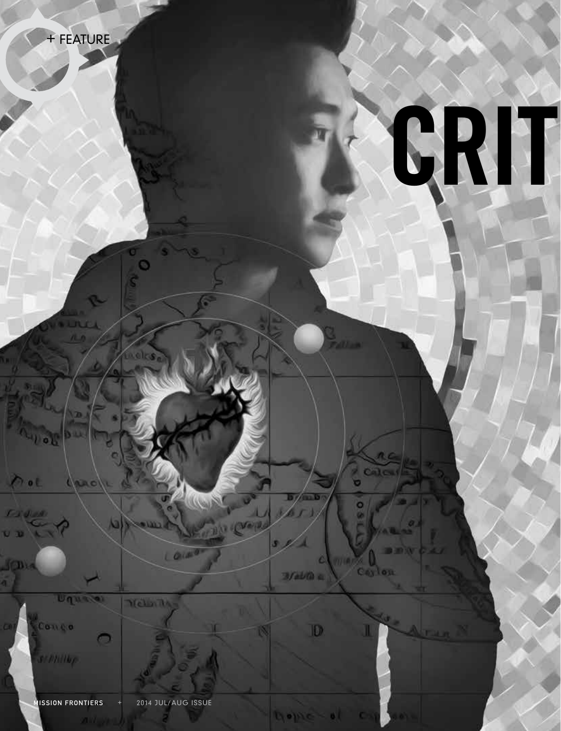+ FEATURE

# CRIT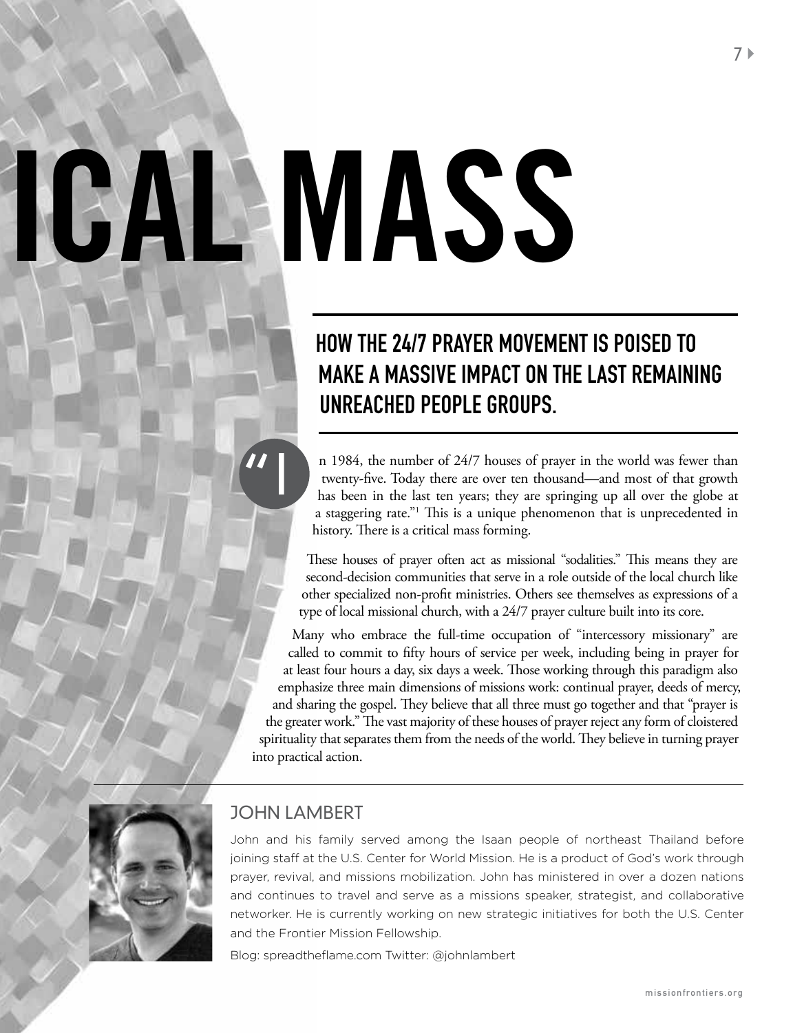# ICAL MASS

## HOW THE 24/7 PRAYER MOVEMENT IS POISED TO MAKE A MASSIVE IMPACT ON THE LAST REMAINING UNREACHED PEOPLE GROUPS.

"In 1984, the number of 24/7 houses of prayer in the world was fewer than twenty-five. Today there are over ten thousand—and most of that growth has been in the last ten years; they are springing up all over the globe at a staggering rate."[1] This is a unique phenomenon that is unprecedented in history. There is a critical mass forming.

These houses of prayer often act as missional "sodalities." This means they are second-decision communities that serve in a role outside of the local church like other specialized non-profit ministries. Others see themselves as expressions of a type of local missional church, with a 24/7 prayer culture built into its core.

Many who embrace the full-time occupation of "intercessory missionary" are called to commit to fifty hours of service per week, including being in prayer for at least four hours a day, six days a week. Those working through this paradigm also emphasize three main dimensions of missions work: continual prayer, deeds of mercy, and sharing the gospel. They believe that all three must go together and that "prayer is the greater work." The vast majority of these houses of prayer reject any form of cloistered spirituality that separates them from the needs of the world. They believe in turning prayer into practical action.

### JOHN LAMBERT

John and his family served among the Isaan people of northeast Thailand before joining staff at the U.S. Center for World Mission. He is a product of God's work through prayer, revival, and missions mobilization. John has ministered in over a dozen nations and continues to travel and serve as a missions speaker, strategist, and collaborative networker. He is currently working on new strategic initiatives for both the U.S. Center and the Frontier Mission Fellowship.

Blog: spreadtheflame.com Twitter: @johnlambert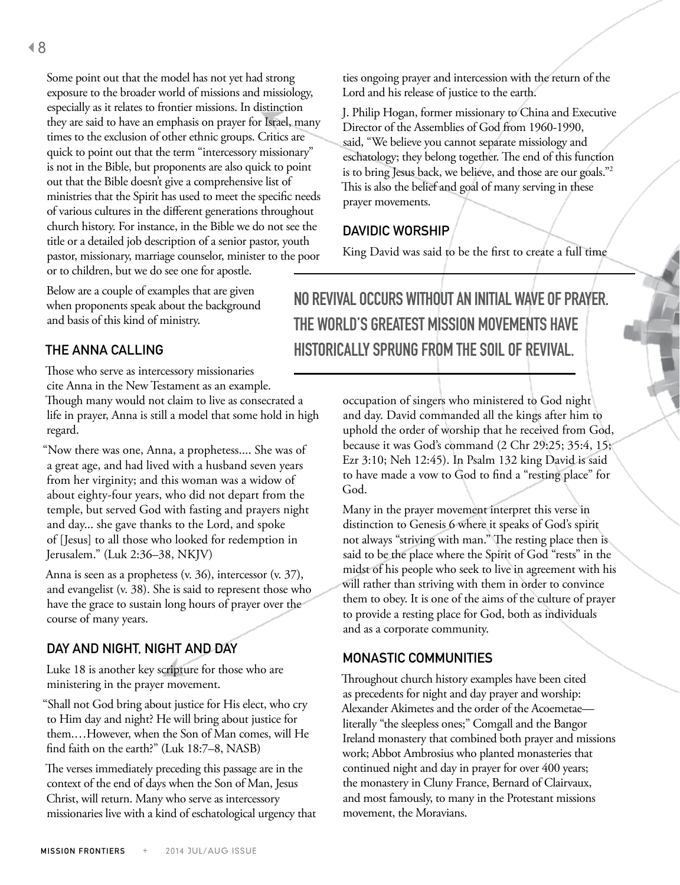Some point out that the model has not yet had strong exposure to the broader world of missions and missiology, especially as it relates to frontier missions. In distinction they are said to have an emphasis on prayer for Israel, many times to the exclusion of other ethnic groups. Critics are quick to point out that the term "intercessory missionary" is not in the Bible, but proponents are also quick to point out that the Bible doesn't give a comprehensive list of ministries that the Spirit has used to meet the specific needs of various cultures in the different generations throughout church history. For instance, in the Bible we do not see the title or a detailed job description of a senior pastor, youth pastor, missionary, marriage counselor, minister to the poor or to children, but we do see one for apostle.

Below are a couple of examples that are given when proponents speak about the background and basis of this kind of ministry.

## THE ANNA CALLING

Those who serve as intercessory missionaries cite Anna in the New Testament as an example. Though many would not claim to live as consecrated a life in prayer, Anna is still a model that some hold in high regard.

"Now there was one, Anna, a prophetess.... She was of a great age, and had lived with a husband seven years from her virginity; and this woman was a widow of about eighty-four years, who did not depart from the temple, but served God with fasting and prayers night and day... she gave thanks to the Lord, and spoke of [Jesus] to all those who looked for redemption in Jerusalem." (Luk 2:36–38, NKJV)

Anna is seen as a prophetess (v. 36), intercessor (v. 37), and evangelist (v. 38). She is said to represent those who have the grace to sustain long hours of prayer over the course of many years.

## DAY AND NIGHT, NIGHT AND DAY

Luke 18 is another key scripture for those who are ministering in the prayer movement.

"Shall not God bring about justice for His elect, who cry to Him day and night? He will bring about justice for them.…However, when the Son of Man comes, will He find faith on the earth?" (Luk 18:7–8, NASB)

The verses immediately preceding this passage are in the context of the end of days when the Son of Man, Jesus Christ, will return. Many who serve as intercessory missionaries live with a kind of eschatological urgency that ties ongoing prayer and intercession with the return of the Lord and his release of justice to the earth.

J. Philip Hogan, former missionary to China and Executive Director of the Assemblies of God from 1960-1990, said, "We believe you cannot separate missiology and eschatology; they belong together. The end of this function is to bring Jesus back, we believe, and those are our goals."[2] This is also the belief and goal of many serving in these prayer movements.

## DAVIDIC WORSHIP

King David was said to be the first to create a full time occupation of singers who ministered to God night and day. David commanded all the kings after him to uphold the order of worship that he received from God, because it was God's command (2 Chr 29:25; 35:4, 15; Ezr 3:10; Neh 12:45). In Psalm 132 king David is said to have made a vow to God to find a "resting place" for God.

**NO REVIVAL OCCURS WITHOUT AN INITIAL WAVE OF PRAYER. THE WORLD'S GREATEST MISSION MOVEMENTS HAVE HISTORICALLY SPRUNG FROM THE SOIL OF REVIVAL.**

Many in the prayer movement interpret this verse in distinction to Genesis 6 where it speaks of God's spirit not always "striving with man." The resting place then is said to be the place where the Spirit of God "rests" in the midst of his people who seek to live in agreement with his will rather than striving with them in order to convince them to obey. It is one of the aims of the culture of prayer to provide a resting place for God, both as individuals and as a corporate community.

## MONASTIC COMMUNITIES

Throughout church history examples have been cited as precedents for night and day prayer and worship: Alexander Akimetes and the order of the Acoemetae—literally "the sleepless ones;" Comgall and the Bangor Ireland monastery that combined both prayer and missions work; Abbot Ambrosius who planted monasteries that continued night and day in prayer for over 400 years; the monastery in Cluny France, Bernard of Clairvaux, and most famously, to many in the Protestant missions movement, the Moravians.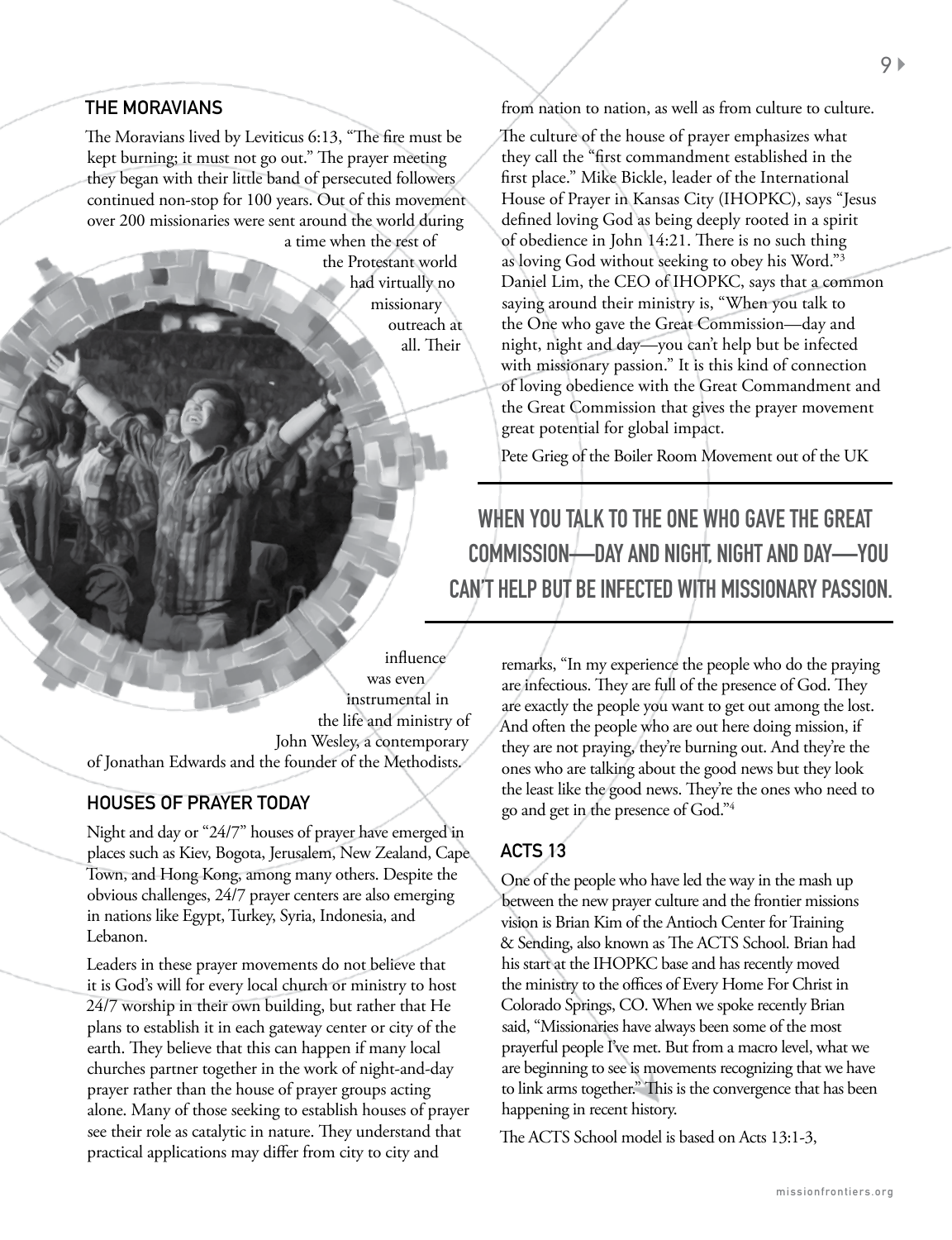## THE MORAVIANS

The Moravians lived by Leviticus 6:13, "The fire must be kept burning; it must not go out." The prayer meeting they began with their little band of persecuted followers continued non-stop for 100 years. Out of this movement over 200 missionaries were sent around the world during a time when the rest of the Protestant world had virtually no missionary outreach at all. Their influence was even instrumental in the life and ministry of John Wesley, a contemporary of Jonathan Edwards and the founder of the Methodists.

## HOUSES OF PRAYER TODAY

Night and day or "24/7" houses of prayer have emerged in places such as Kiev, Bogota, Jerusalem, New Zealand, Cape Town, and Hong Kong, among many others. Despite the obvious challenges, 24/7 prayer centers are also emerging in nations like Egypt, Turkey, Syria, Indonesia, and Lebanon.

Leaders in these prayer movements do not believe that it is God's will for every local church or ministry to host 24/7 worship in their own building, but rather that He plans to establish it in each gateway center or city of the earth. They believe that this can happen if many local churches partner together in the work of night-and-day prayer rather than the house of prayer groups acting alone. Many of those seeking to establish houses of prayer see their role as catalytic in nature. They understand that practical applications may differ from city to city and from nation to nation, as well as from culture to culture.

The culture of the house of prayer emphasizes what they call the "first commandment established in the first place." Mike Bickle, leader of the International House of Prayer in Kansas City (IHOPKC), says "Jesus defined loving God as being deeply rooted in a spirit of obedience in John 14:21. There is no such thing as loving God without seeking to obey his Word."[3] Daniel Lim, the CEO of IHOPKC, says that a common saying around their ministry is, "When you talk to the One who gave the Great Commission—day and night, night and day—you can't help but be infected with missionary passion." It is this kind of connection of loving obedience with the Great Commandment and the Great Commission that gives the prayer movement great potential for global impact.

Pete Grieg of the Boiler Room Movement out of the UK remarks, "In my experience the people who do the praying are infectious. They are full of the presence of God. They are exactly the people you want to get out among the lost. And often the people who are out here doing mission, if they are not praying, they're burning out. And they're the ones who are talking about the good news but they look the least like the good news. They're the ones who need to go and get in the presence of God."[4]

**WHEN YOU TALK TO THE ONE WHO GAVE THE GREAT COMMISSION—DAY AND NIGHT, NIGHT AND DAY—YOU CAN'T HELP BUT BE INFECTED WITH MISSIONARY PASSION.**

## ACTS 13

One of the people who have led the way in the mash up between the new prayer culture and the frontier missions vision is Brian Kim of the Antioch Center for Training & Sending, also known as The ACTS School. Brian had his start at the IHOPKC base and has recently moved the ministry to the offices of Every Home For Christ in Colorado Springs, CO. When we spoke recently Brian said, "Missionaries have always been some of the most prayerful people I've met. But from a macro level, what we are beginning to see is movements recognizing that we have to link arms together." This is the convergence that has been happening in recent history.

The ACTS School model is based on Acts 13:1-3,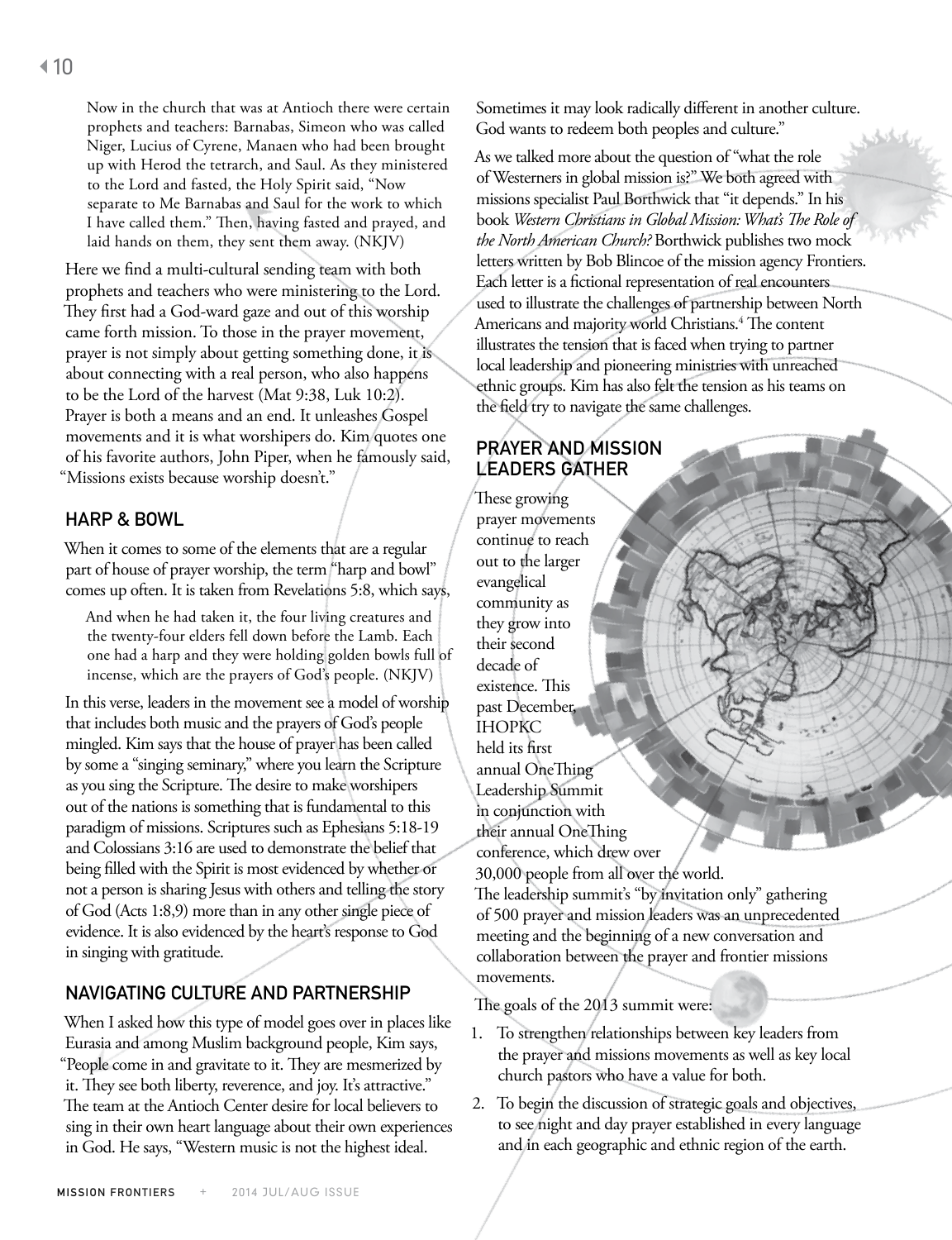> Now in the church that was at Antioch there were certain prophets and teachers: Barnabas, Simeon who was called Niger, Lucius of Cyrene, Manaen who had been brought up with Herod the tetrarch, and Saul. As they ministered to the Lord and fasted, the Holy Spirit said, "Now separate to Me Barnabas and Saul for the work to which I have called them." Then, having fasted and prayed, and laid hands on them, they sent them away. (NKJV)

Here we find a multi-cultural sending team with both prophets and teachers who were ministering to the Lord. They first had a God-ward gaze and out of this worship came forth mission. To those in the prayer movement, prayer is not simply about getting something done, it is about connecting with a real person, who also happens to be the Lord of the harvest (Mat 9:38, Luk 10:2). Prayer is both a means and an end. It unleashes Gospel movements and it is what worshipers do. Kim quotes one of his favorite authors, John Piper, when he famously said, "Missions exists because worship doesn't."

## HARP & BOWL

When it comes to some of the elements that are a regular part of house of prayer worship, the term "harp and bowl" comes up often. It is taken from Revelations 5:8, which says,

> And when he had taken it, the four living creatures and the twenty-four elders fell down before the Lamb. Each one had a harp and they were holding golden bowls full of incense, which are the prayers of God's people. (NKJV)

In this verse, leaders in the movement see a model of worship that includes both music and the prayers of God's people mingled. Kim says that the house of prayer has been called by some a "singing seminary," where you learn the Scripture as you sing the Scripture. The desire to make worshipers out of the nations is something that is fundamental to this paradigm of missions. Scriptures such as Ephesians 5:18-19 and Colossians 3:16 are used to demonstrate the belief that being filled with the Spirit is most evidenced by whether or not a person is sharing Jesus with others and telling the story of God (Acts 1:8,9) more than in any other single piece of evidence. It is also evidenced by the heart's response to God in singing with gratitude.

## NAVIGATING CULTURE AND PARTNERSHIP

When I asked how this type of model goes over in places like Eurasia and among Muslim background people, Kim says, "People come in and gravitate to it. They are mesmerized by it. They see both liberty, reverence, and joy. It's attractive." The team at the Antioch Center desire for local believers to sing in their own heart language about their own experiences in God. He says, "Western music is not the highest ideal. Sometimes it may look radically different in another culture. God wants to redeem both peoples and culture."

As we talked more about the question of "what the role of Westerners in global mission is?" We both agreed with missions specialist Paul Borthwick that "it depends." In his book *Western Christians in Global Mission: What's The Role of the North American Church?* Borthwick publishes two mock letters written by Bob Blincoe of the mission agency Frontiers. Each letter is a fictional representation of real encounters used to illustrate the challenges of partnership between North Americans and majority world Christians.[4] The content illustrates the tension that is faced when trying to partner local leadership and pioneering ministries with unreached ethnic groups. Kim has also felt the tension as his teams on the field try to navigate the same challenges.

## PRAYER AND MISSION LEADERS GATHER

These growing prayer movements continue to reach out to the larger evangelical community as they grow into their second decade of existence. This past December, IHOPKC held its first annual OneThing Leadership Summit in conjunction with their annual OneThing conference, which drew over 30,000 people from all over the world. The leadership summit's "by invitation only" gathering of 500 prayer and mission leaders was an unprecedented meeting and the beginning of a new conversation and collaboration between the prayer and frontier missions movements.

The goals of the 2013 summit were:

1. To strengthen relationships between key leaders from the prayer and missions movements as well as key local church pastors who have a value for both.
2. To begin the discussion of strategic goals and objectives, to see night and day prayer established in every language and in each geographic and ethnic region of the earth.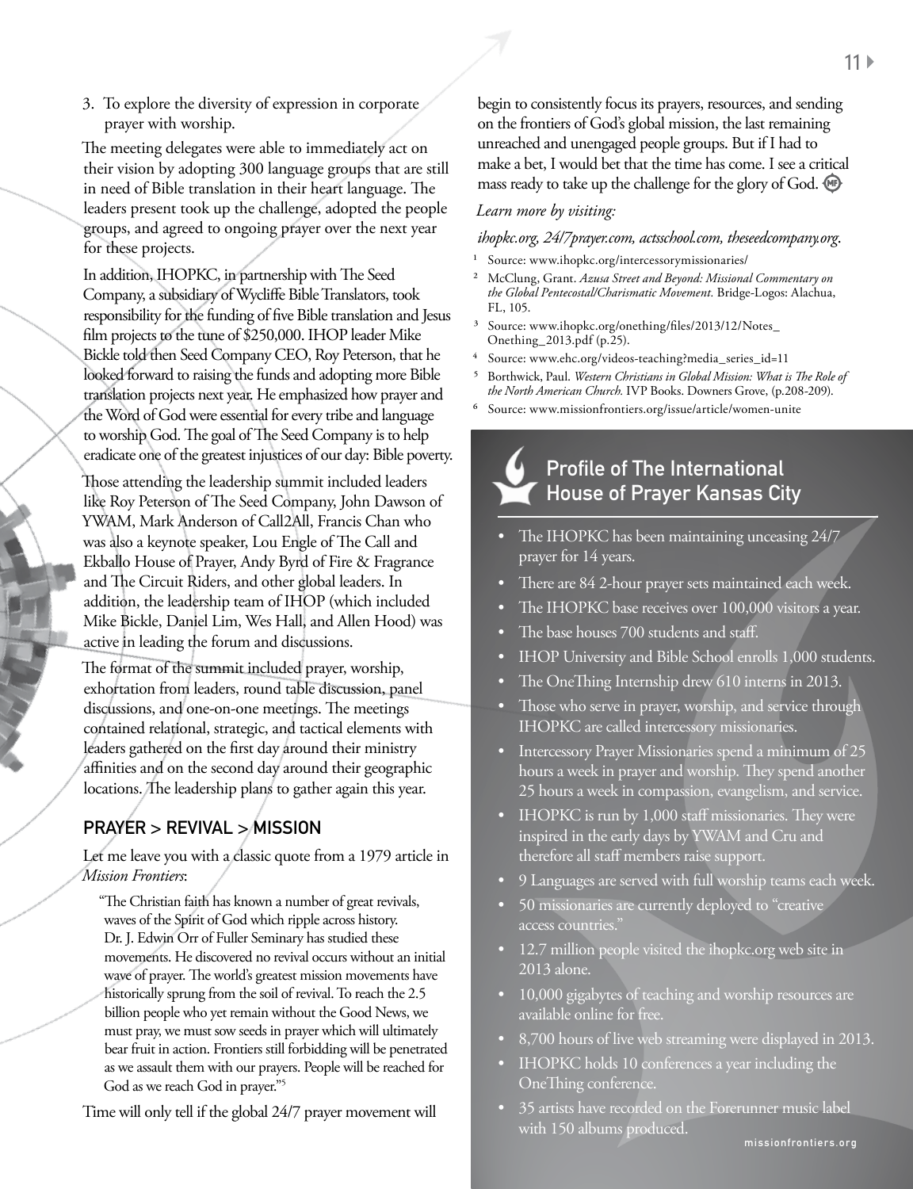3. To explore the diversity of expression in corporate prayer with worship.

The meeting delegates were able to immediately act on their vision by adopting 300 language groups that are still in need of Bible translation in their heart language. The leaders present took up the challenge, adopted the people groups, and agreed to ongoing prayer over the next year for these projects.

In addition, IHOPKC, in partnership with The Seed Company, a subsidiary of Wycliffe Bible Translators, took responsibility for the funding of five Bible translation and Jesus film projects to the tune of $250,000. IHOP leader Mike Bickle told then Seed Company CEO, Roy Peterson, that he looked forward to raising the funds and adopting more Bible translation projects next year. He emphasized how prayer and the Word of God were essential for every tribe and language to worship God. The goal of The Seed Company is to help eradicate one of the greatest injustices of our day: Bible poverty.

Those attending the leadership summit included leaders like Roy Peterson of The Seed Company, John Dawson of YWAM, Mark Anderson of Call2All, Francis Chan who was also a keynote speaker, Lou Engle of The Call and Ekballo House of Prayer, Andy Byrd of Fire & Fragrance and The Circuit Riders, and other global leaders. In addition, the leadership team of IHOP (which included Mike Bickle, Daniel Lim, Wes Hall, and Allen Hood) was active in leading the forum and discussions.

The format of the summit included prayer, worship, exhortation from leaders, round table discussion, panel discussions, and one-on-one meetings. The meetings contained relational, strategic, and tactical elements with leaders gathered on the first day around their ministry affinities and on the second day around their geographic locations. The leadership plans to gather again this year.

## PRAYER > REVIVAL > MISSION

Let me leave you with a classic quote from a 1979 article in *Mission Frontiers*:

> "The Christian faith has known a number of great revivals, waves of the Spirit of God which ripple across history. Dr. J. Edwin Orr of Fuller Seminary has studied these movements. He discovered no revival occurs without an initial wave of prayer. The world's greatest mission movements have historically sprung from the soil of revival. To reach the 2.5 billion people who yet remain without the Good News, we must pray, we must sow seeds in prayer which will ultimately bear fruit in action. Frontiers still forbidding will be penetrated as we assault them with our prayers. People will be reached for God as we reach God in prayer."[5]

Time will only tell if the global 24/7 prayer movement will begin to consistently focus its prayers, resources, and sending on the frontiers of God's global mission, the last remaining unreached and unengaged people groups. But if I had to make a bet, I would bet that the time has come. I see a critical mass ready to take up the challenge for the glory of God.

*Learn more by visiting:*

*ihopkc.org, 24/7prayer.com, actsschool.com, theseedcompany.org.*

1 Source: www.ihopkc.org/intercessorymissionaries/
2 McClung, Grant. *Azusa Street and Beyond: Missional Commentary on the Global Pentecostal/Charismatic Movement.* Bridge-Logos: Alachua, FL, 105.
3 Source: www.ihopkc.org/onething/files/2013/12/Notes_Onething_2013.pdf (p.25).
4 Source: www.ehc.org/videos-teaching?media_series_id=11
5 Borthwick, Paul. *Western Christians in Global Mission: What is The Role of the North American Church.* IVP Books. Downers Grove, (p.208-209).
6 Source: www.missionfrontiers.org/issue/article/women-unite

## Profile of The International House of Prayer Kansas City

- The IHOPKC has been maintaining unceasing 24/7 prayer for 14 years.
- There are 84 2-hour prayer sets maintained each week.
- The IHOPKC base receives over 100,000 visitors a year.
- The base houses 700 students and staff.
- IHOP University and Bible School enrolls 1,000 students.
- The OneThing Internship drew 610 interns in 2013.
- Those who serve in prayer, worship, and service through IHOPKC are called intercessory missionaries.
- Intercessory Prayer Missionaries spend a minimum of 25 hours a week in prayer and worship. They spend another 25 hours a week in compassion, evangelism, and service.
- IHOPKC is run by 1,000 staff missionaries. They were inspired in the early days by YWAM and Cru and therefore all staff members raise support.
- 9 Languages are served with full worship teams each week.
- 50 missionaries are currently deployed to "creative access countries."
- 12.7 million people visited the ihopkc.org web site in 2013 alone.
- 10,000 gigabytes of teaching and worship resources are available online for free.
- 8,700 hours of live web streaming were displayed in 2013.
- IHOPKC holds 10 conferences a year including the OneThing conference.
- 35 artists have recorded on the Forerunner music label with 150 albums produced.